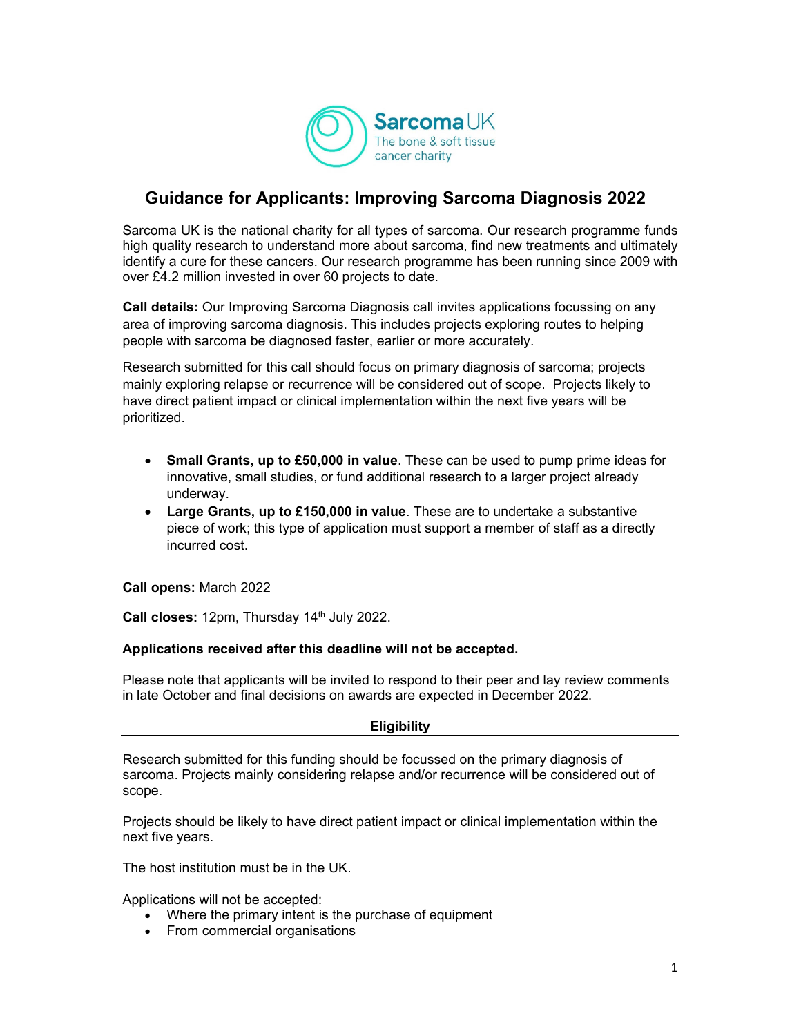# Guidance for Applicants: Improving Sarcoma Diagnosis 2022

Sarcoma UK is the national charity for all types of sarcoma. Our research programme funds high quality research to understand more about sarcoma, find new treatments and ultimately identify a cure for these cancers. Our research programme has been running since 2009 with over £4.2 million invested in over 60 projects to date.

**Call details:** Our Improving Sarcoma Diagnosis call invites applications focussing on any area of improving sarcoma diagnosis. This includes projects exploring routes to helping people with sarcoma be diagnosed faster, earlier or more accurately.

Research submitted for this call should focus on primary diagnosis of sarcoma; projects mainly exploring relapse or recurrence will be considered out of scope. Projects likely to have direct patient impact or clinical implementation within the next five years will be prioritized.

- **Small Grants, up to £50,000 in value**. These can be used to pump prime ideas for innovative, small studies, or fund additional research to a larger project already underway.
- **Large Grants, up to £150,000 in value**. These are to undertake a substantive piece of work; this type of application must support a member of staff as a directly incurred cost.

**Call opens:** March 2022

**Call closes:** 12pm, Thursday 14th July 2022.

**Applications received after this deadline will not be accepted.**

Please note that applicants will be invited to respond to their peer and lay review comments in late October and final decisions on awards are expected in December 2022.

## Eligibility

Research submitted for this funding should be focussed on the primary diagnosis of sarcoma. Projects mainly considering relapse and/or recurrence will be considered out of scope.

Projects should be likely to have direct patient impact or clinical implementation within the next five years.

The host institution must be in the UK.

Applications will not be accepted:

- Where the primary intent is the purchase of equipment
- From commercial organisations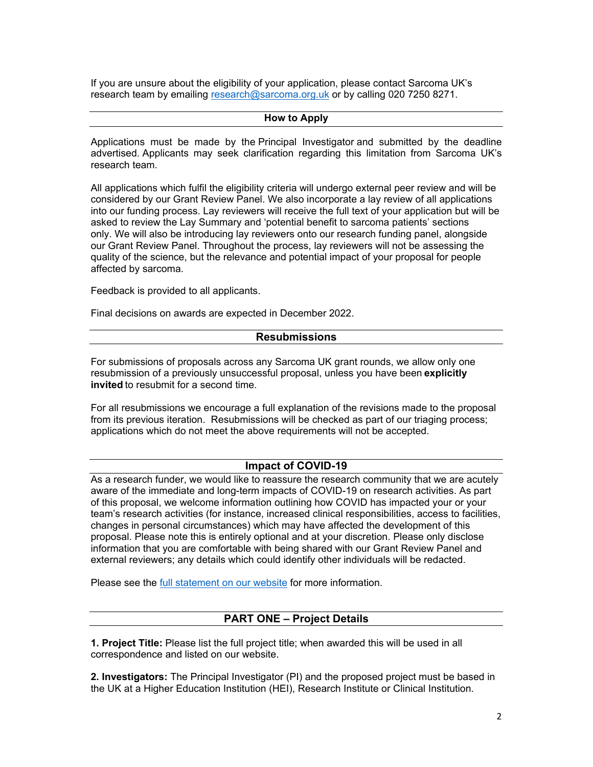If you are unsure about the eligibility of your application, please contact Sarcoma UK's research team by emailing [research@sarcoma.org.uk](mailto:research@sarcoma.org.uk) or by calling 020 7250 8271.

## How to Apply

Applications must be made by the Principal Investigator and submitted by the deadline advertised. Applicants may seek clarification regarding this limitation from Sarcoma UK's research team.

All applications which fulfil the eligibility criteria will undergo external peer review and will be considered by our Grant Review Panel. We also incorporate a lay review of all applications into our funding process. Lay reviewers will receive the full text of your application but will be asked to review the Lay Summary and 'potential benefit to sarcoma patients' sections only. We will also be introducing lay reviewers onto our research funding panel, alongside our Grant Review Panel. Throughout the process, lay reviewers will not be assessing the quality of the science, but the relevance and potential impact of your proposal for people affected by sarcoma.

Feedback is provided to all applicants.

Final decisions on awards are expected in December 2022.

## Resubmissions

For submissions of proposals across any Sarcoma UK grant rounds, we allow only one resubmission of a previously unsuccessful proposal, unless you have been **explicitly invited** to resubmit for a second time.

For all resubmissions we encourage a full explanation of the revisions made to the proposal from its previous iteration. Resubmissions will be checked as part of our triaging process; applications which do not meet the above requirements will not be accepted.

## Impact of COVID-19

As a research funder, we would like to reassure the research community that we are acutely aware of the immediate and long-term impacts of COVID-19 on research activities. As part of this proposal, we welcome information outlining how COVID has impacted your or your team's research activities (for instance, increased clinical responsibilities, access to facilities, changes in personal circumstances) which may have affected the development of this proposal. Please note this is entirely optional and at your discretion. Please only disclose information that you are comfortable with being shared with our Grant Review Panel and external reviewers; any details which could identify other individuals will be redacted.

Please see the [full statement on our website]() for more information.

## PART ONE – Project Details

**1. Project Title:** Please list the full project title; when awarded this will be used in all correspondence and listed on our website.

**2. Investigators:** The Principal Investigator (PI) and the proposed project must be based in the UK at a Higher Education Institution (HEI), Research Institute or Clinical Institution.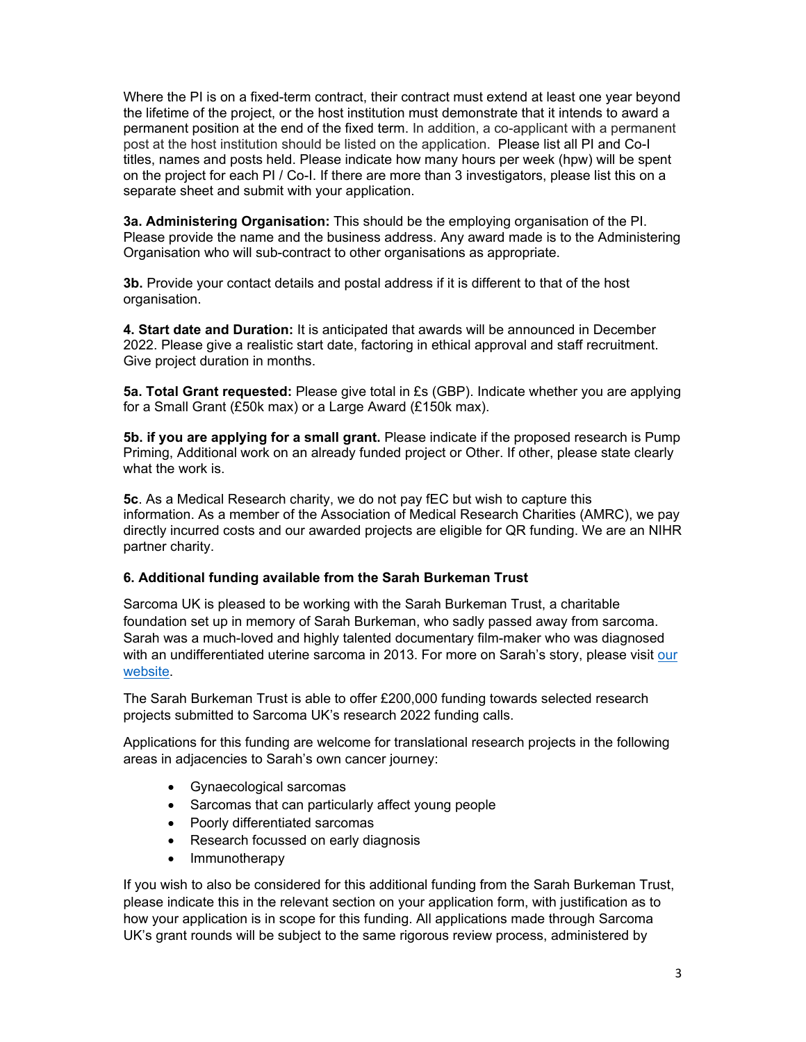Where the PI is on a fixed-term contract, their contract must extend at least one year beyond the lifetime of the project, or the host institution must demonstrate that it intends to award a permanent position at the end of the fixed term. In addition, a co-applicant with a permanent post at the host institution should be listed on the application. Please list all PI and Co-I titles, names and posts held. Please indicate how many hours per week (hpw) will be spent on the project for each PI / Co-I. If there are more than 3 investigators, please list this on a separate sheet and submit with your application.

**3a. Administering Organisation:** This should be the employing organisation of the PI. Please provide the name and the business address. Any award made is to the Administering Organisation who will sub-contract to other organisations as appropriate.

**3b.** Provide your contact details and postal address if it is different to that of the host organisation.

**4. Start date and Duration:** It is anticipated that awards will be announced in December 2022. Please give a realistic start date, factoring in ethical approval and staff recruitment. Give project duration in months.

**5a. Total Grant requested:** Please give total in £s (GBP). Indicate whether you are applying for a Small Grant (£50k max) or a Large Award (£150k max).

**5b. if you are applying for a small grant.** Please indicate if the proposed research is Pump Priming, Additional work on an already funded project or Other. If other, please state clearly what the work is.

**5c**. As a Medical Research charity, we do not pay fEC but wish to capture this information. As a member of the Association of Medical Research Charities (AMRC), we pay directly incurred costs and our awarded projects are eligible for QR funding. We are an NIHR partner charity.

**6. Additional funding available from the Sarah Burkeman Trust**

Sarcoma UK is pleased to be working with the Sarah Burkeman Trust, a charitable foundation set up in memory of Sarah Burkeman, who sadly passed away from sarcoma. Sarah was a much-loved and highly talented documentary film-maker who was diagnosed with an undifferentiated uterine sarcoma in 2013. For more on Sarah's story, please visit our website.

The Sarah Burkeman Trust is able to offer £200,000 funding towards selected research projects submitted to Sarcoma UK's research 2022 funding calls.

Applications for this funding are welcome for translational research projects in the following areas in adjacencies to Sarah's own cancer journey:

- Gynaecological sarcomas
- Sarcomas that can particularly affect young people
- Poorly differentiated sarcomas
- Research focussed on early diagnosis
- Immunotherapy

If you wish to also be considered for this additional funding from the Sarah Burkeman Trust, please indicate this in the relevant section on your application form, with justification as to how your application is in scope for this funding. All applications made through Sarcoma UK's grant rounds will be subject to the same rigorous review process, administered by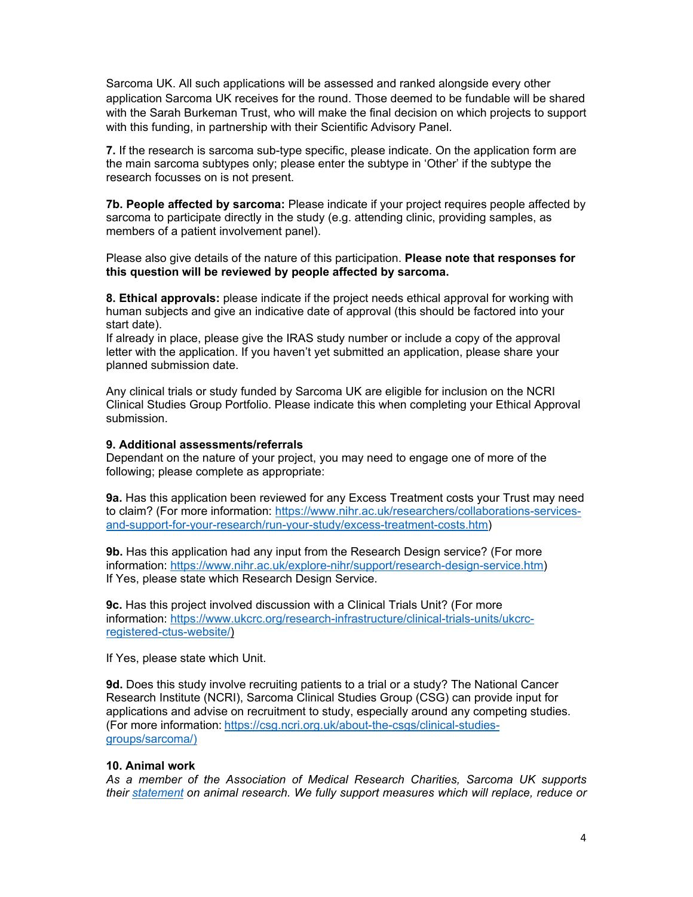Sarcoma UK. All such applications will be assessed and ranked alongside every other application Sarcoma UK receives for the round. Those deemed to be fundable will be shared with the Sarah Burkeman Trust, who will make the final decision on which projects to support with this funding, in partnership with their Scientific Advisory Panel.

**7.** If the research is sarcoma sub-type specific, please indicate. On the application form are the main sarcoma subtypes only; please enter the subtype in 'Other' if the subtype the research focusses on is not present.

**7b. People affected by sarcoma:** Please indicate if your project requires people affected by sarcoma to participate directly in the study (e.g. attending clinic, providing samples, as members of a patient involvement panel).

Please also give details of the nature of this participation. **Please note that responses for this question will be reviewed by people affected by sarcoma.**

**8. Ethical approvals:** please indicate if the project needs ethical approval for working with human subjects and give an indicative date of approval (this should be factored into your start date).
If already in place, please give the IRAS study number or include a copy of the approval letter with the application. If you haven't yet submitted an application, please share your planned submission date.

Any clinical trials or study funded by Sarcoma UK are eligible for inclusion on the NCRI Clinical Studies Group Portfolio. Please indicate this when completing your Ethical Approval submission.

**9. Additional assessments/referrals**
Dependant on the nature of your project, you may need to engage one of more of the following; please complete as appropriate:

**9a.** Has this application been reviewed for any Excess Treatment costs your Trust may need to claim? (For more information: [https://www.nihr.ac.uk/researchers/collaborations-services-and-support-for-your-research/run-your-study/excess-treatment-costs.htm](https://www.nihr.ac.uk/researchers/collaborations-services-and-support-for-your-research/run-your-study/excess-treatment-costs.htm))

**9b.** Has this application had any input from the Research Design service? (For more information: [https://www.nihr.ac.uk/explore-nihr/support/research-design-service.htm](https://www.nihr.ac.uk/explore-nihr/support/research-design-service.htm))
If Yes, please state which Research Design Service.

**9c.** Has this project involved discussion with a Clinical Trials Unit? (For more information: [https://www.ukcrc.org/research-infrastructure/clinical-trials-units/ukcrc-registered-ctus-website/](https://www.ukcrc.org/research-infrastructure/clinical-trials-units/ukcrc-registered-ctus-website/))

If Yes, please state which Unit.

**9d.** Does this study involve recruiting patients to a trial or a study? The National Cancer Research Institute (NCRI), Sarcoma Clinical Studies Group (CSG) can provide input for applications and advise on recruitment to study, especially around any competing studies. (For more information: [https://csg.ncri.org.uk/about-the-csgs/clinical-studies-groups/sarcoma/](https://csg.ncri.org.uk/about-the-csgs/clinical-studies-groups/sarcoma/))

**10. Animal work**
*As a member of the Association of Medical Research Charities, Sarcoma UK supports their [statement](statement) on animal research. We fully support measures which will replace, reduce or*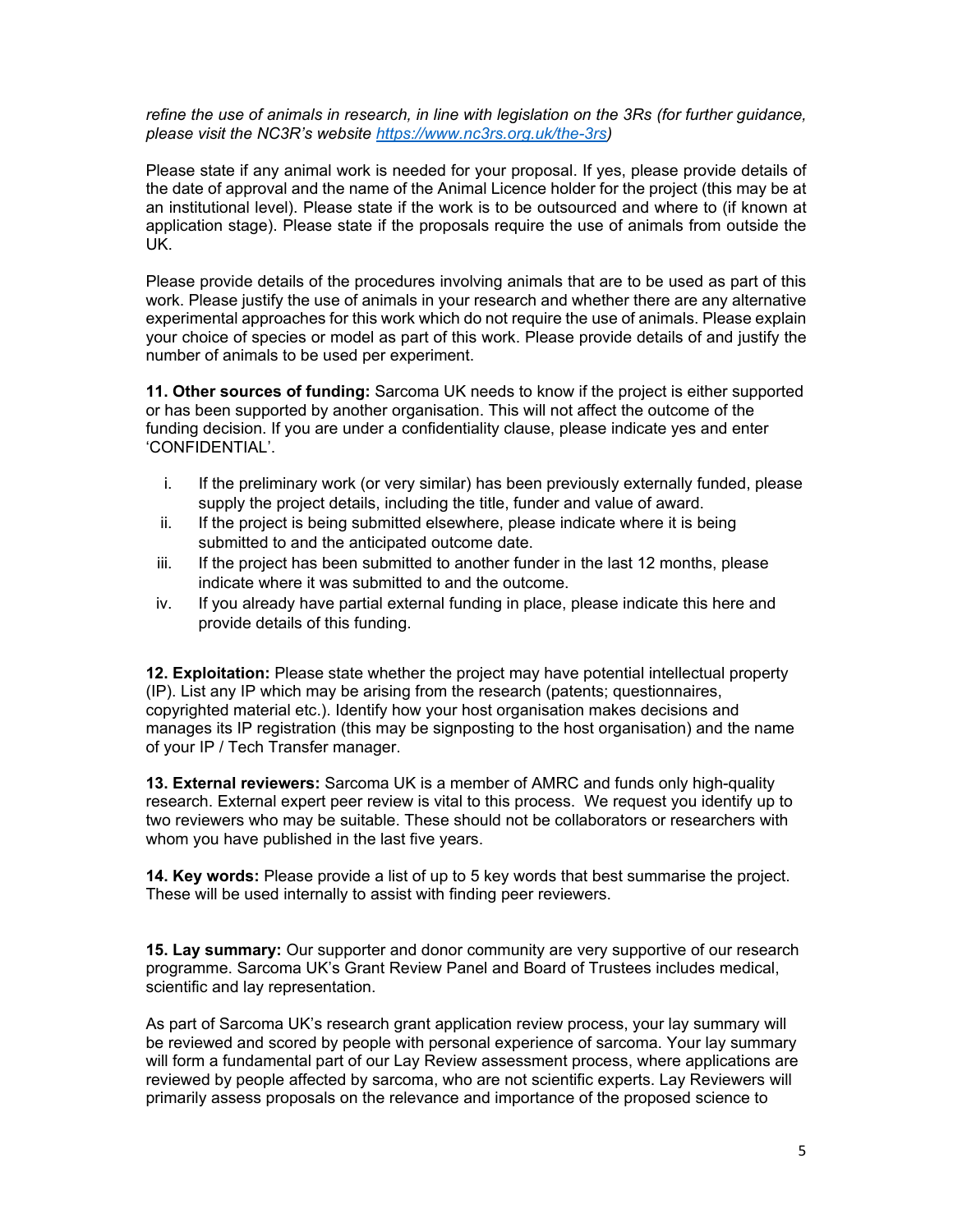*refine the use of animals in research, in line with legislation on the 3Rs (for further guidance, please visit the NC3R's website https://www.nc3rs.org.uk/the-3rs)*

Please state if any animal work is needed for your proposal. If yes, please provide details of the date of approval and the name of the Animal Licence holder for the project (this may be at an institutional level). Please state if the work is to be outsourced and where to (if known at application stage). Please state if the proposals require the use of animals from outside the UK.

Please provide details of the procedures involving animals that are to be used as part of this work. Please justify the use of animals in your research and whether there are any alternative experimental approaches for this work which do not require the use of animals. Please explain your choice of species or model as part of this work. Please provide details of and justify the number of animals to be used per experiment.

**11. Other sources of funding:** Sarcoma UK needs to know if the project is either supported or has been supported by another organisation. This will not affect the outcome of the funding decision. If you are under a confidentiality clause, please indicate yes and enter 'CONFIDENTIAL'.

i. If the preliminary work (or very similar) has been previously externally funded, please supply the project details, including the title, funder and value of award.
ii. If the project is being submitted elsewhere, please indicate where it is being submitted to and the anticipated outcome date.
iii. If the project has been submitted to another funder in the last 12 months, please indicate where it was submitted to and the outcome.
iv. If you already have partial external funding in place, please indicate this here and provide details of this funding.

**12. Exploitation:** Please state whether the project may have potential intellectual property (IP). List any IP which may be arising from the research (patents; questionnaires, copyrighted material etc.). Identify how your host organisation makes decisions and manages its IP registration (this may be signposting to the host organisation) and the name of your IP / Tech Transfer manager.

**13. External reviewers:** Sarcoma UK is a member of AMRC and funds only high-quality research. External expert peer review is vital to this process. We request you identify up to two reviewers who may be suitable. These should not be collaborators or researchers with whom you have published in the last five years.

**14. Key words:** Please provide a list of up to 5 key words that best summarise the project. These will be used internally to assist with finding peer reviewers.

**15. Lay summary:** Our supporter and donor community are very supportive of our research programme. Sarcoma UK's Grant Review Panel and Board of Trustees includes medical, scientific and lay representation.

As part of Sarcoma UK's research grant application review process, your lay summary will be reviewed and scored by people with personal experience of sarcoma. Your lay summary will form a fundamental part of our Lay Review assessment process, where applications are reviewed by people affected by sarcoma, who are not scientific experts. Lay Reviewers will primarily assess proposals on the relevance and importance of the proposed science to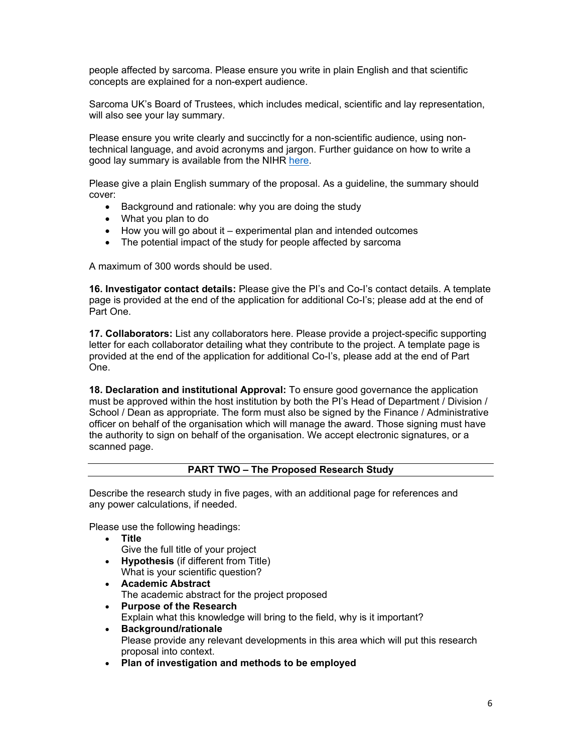people affected by sarcoma. Please ensure you write in plain English and that scientific concepts are explained for a non-expert audience.

Sarcoma UK's Board of Trustees, which includes medical, scientific and lay representation, will also see your lay summary.

Please ensure you write clearly and succinctly for a non-scientific audience, using non-technical language, and avoid acronyms and jargon. Further guidance on how to write a good lay summary is available from the NIHR here.

Please give a plain English summary of the proposal. As a guideline, the summary should cover:

- Background and rationale: why you are doing the study
- What you plan to do
- How you will go about it – experimental plan and intended outcomes
- The potential impact of the study for people affected by sarcoma

A maximum of 300 words should be used.

**16. Investigator contact details:** Please give the PI's and Co-I's contact details. A template page is provided at the end of the application for additional Co-I's; please add at the end of Part One.

**17. Collaborators:** List any collaborators here. Please provide a project-specific supporting letter for each collaborator detailing what they contribute to the project. A template page is provided at the end of the application for additional Co-I's, please add at the end of Part One.

**18. Declaration and institutional Approval:** To ensure good governance the application must be approved within the host institution by both the PI's Head of Department / Division / School / Dean as appropriate. The form must also be signed by the Finance / Administrative officer on behalf of the organisation which will manage the award. Those signing must have the authority to sign on behalf of the organisation. We accept electronic signatures, or a scanned page.

## PART TWO – The Proposed Research Study

Describe the research study in five pages, with an additional page for references and any power calculations, if needed.

Please use the following headings:

- **Title**
  Give the full title of your project
- **Hypothesis** (if different from Title)
  What is your scientific question?
- **Academic Abstract**
  The academic abstract for the project proposed
- **Purpose of the Research**
  Explain what this knowledge will bring to the field, why is it important?
- **Background/rationale**
  Please provide any relevant developments in this area which will put this research proposal into context.
- **Plan of investigation and methods to be employed**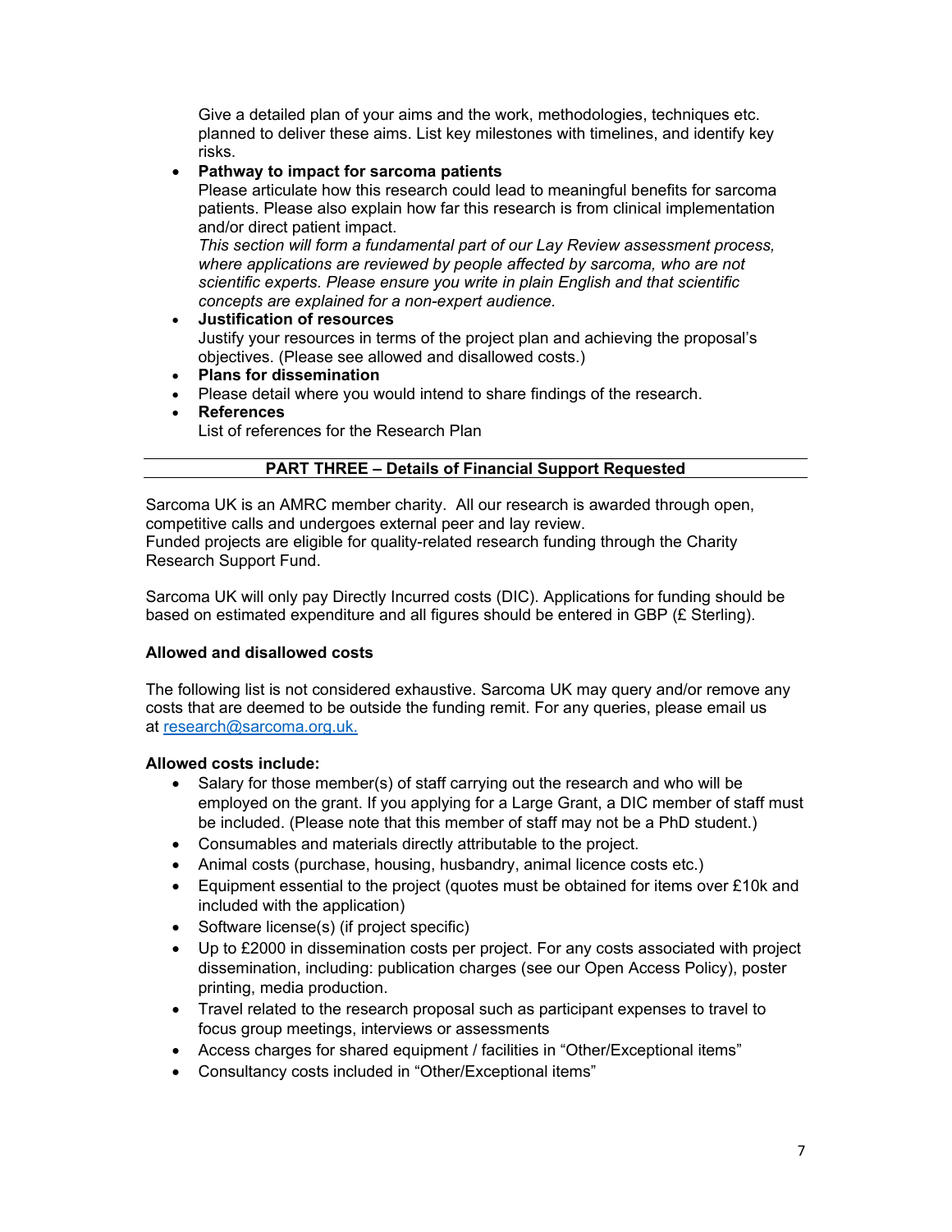Give a detailed plan of your aims and the work, methodologies, techniques etc. planned to deliver these aims. List key milestones with timelines, and identify key risks.

- **Pathway to impact for sarcoma patients**
  Please articulate how this research could lead to meaningful benefits for sarcoma patients. Please also explain how far this research is from clinical implementation and/or direct patient impact.
  *This section will form a fundamental part of our Lay Review assessment process, where applications are reviewed by people affected by sarcoma, who are not scientific experts. Please ensure you write in plain English and that scientific concepts are explained for a non-expert audience.*
- **Justification of resources**
  Justify your resources in terms of the project plan and achieving the proposal's objectives. (Please see allowed and disallowed costs.)
- **Plans for dissemination**
- Please detail where you would intend to share findings of the research.
- **References**
  List of references for the Research Plan

## PART THREE – Details of Financial Support Requested

Sarcoma UK is an AMRC member charity. All our research is awarded through open, competitive calls and undergoes external peer and lay review.
Funded projects are eligible for quality-related research funding through the Charity Research Support Fund.

Sarcoma UK will only pay Directly Incurred costs (DIC). Applications for funding should be based on estimated expenditure and all figures should be entered in GBP (£ Sterling).

**Allowed and disallowed costs**

The following list is not considered exhaustive. Sarcoma UK may query and/or remove any costs that are deemed to be outside the funding remit. For any queries, please email us at [research@sarcoma.org.uk.](mailto:research@sarcoma.org.uk)

**Allowed costs include:**

- Salary for those member(s) of staff carrying out the research and who will be employed on the grant. If you applying for a Large Grant, a DIC member of staff must be included. (Please note that this member of staff may not be a PhD student.)
- Consumables and materials directly attributable to the project.
- Animal costs (purchase, housing, husbandry, animal licence costs etc.)
- Equipment essential to the project (quotes must be obtained for items over £10k and included with the application)
- Software license(s) (if project specific)
- Up to £2000 in dissemination costs per project. For any costs associated with project dissemination, including: publication charges (see our Open Access Policy), poster printing, media production.
- Travel related to the research proposal such as participant expenses to travel to focus group meetings, interviews or assessments
- Access charges for shared equipment / facilities in "Other/Exceptional items"
- Consultancy costs included in "Other/Exceptional items"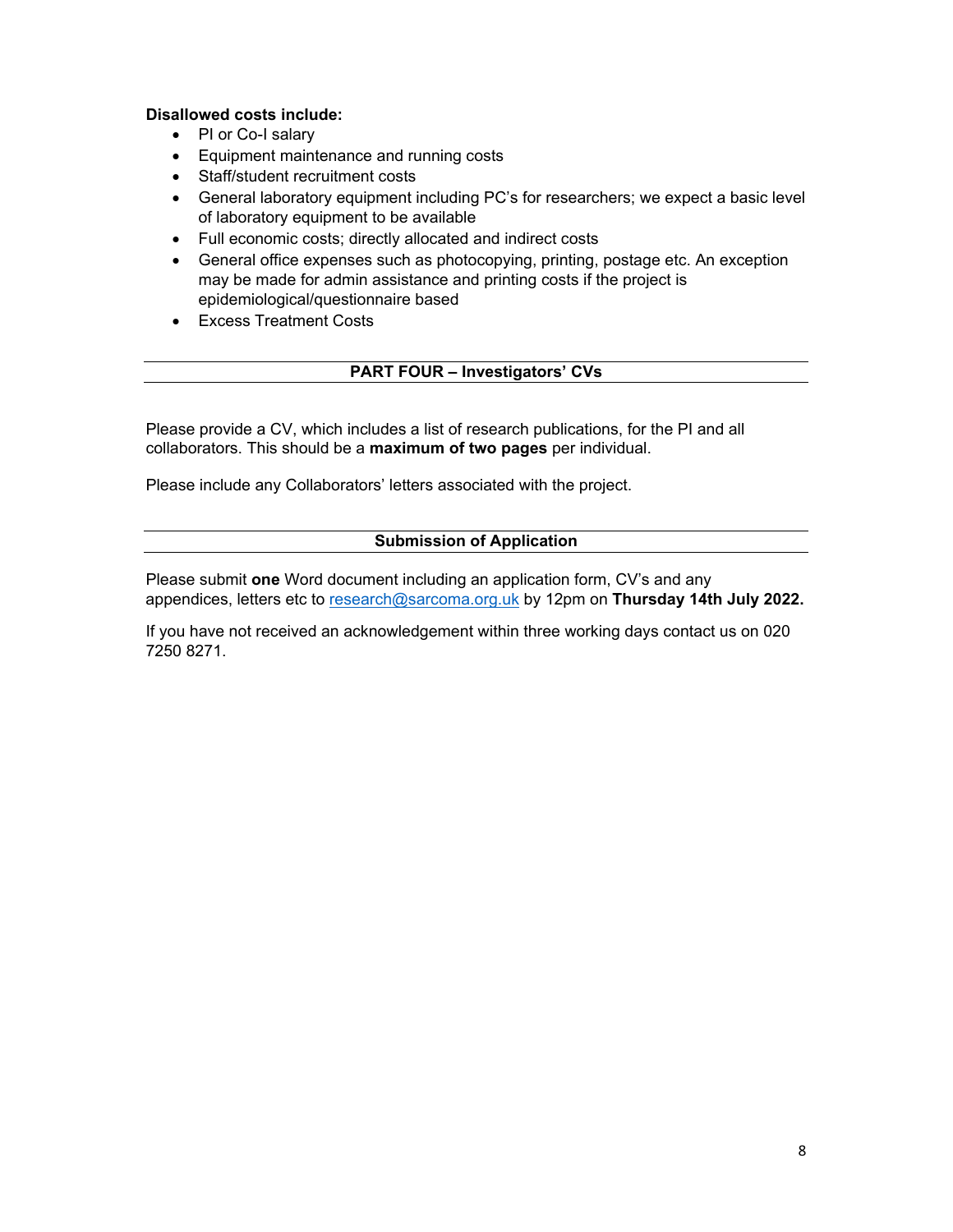**Disallowed costs include:**

- PI or Co-I salary
- Equipment maintenance and running costs
- Staff/student recruitment costs
- General laboratory equipment including PC's for researchers; we expect a basic level of laboratory equipment to be available
- Full economic costs; directly allocated and indirect costs
- General office expenses such as photocopying, printing, postage etc. An exception may be made for admin assistance and printing costs if the project is epidemiological/questionnaire based
- Excess Treatment Costs

## PART FOUR – Investigators' CVs

Please provide a CV, which includes a list of research publications, for the PI and all collaborators. This should be a **maximum of two pages** per individual.

Please include any Collaborators' letters associated with the project.

## Submission of Application

Please submit **one** Word document including an application form, CV's and any appendices, letters etc to research@sarcoma.org.uk by 12pm on **Thursday 14th July 2022.**

If you have not received an acknowledgement within three working days contact us on 020 7250 8271.